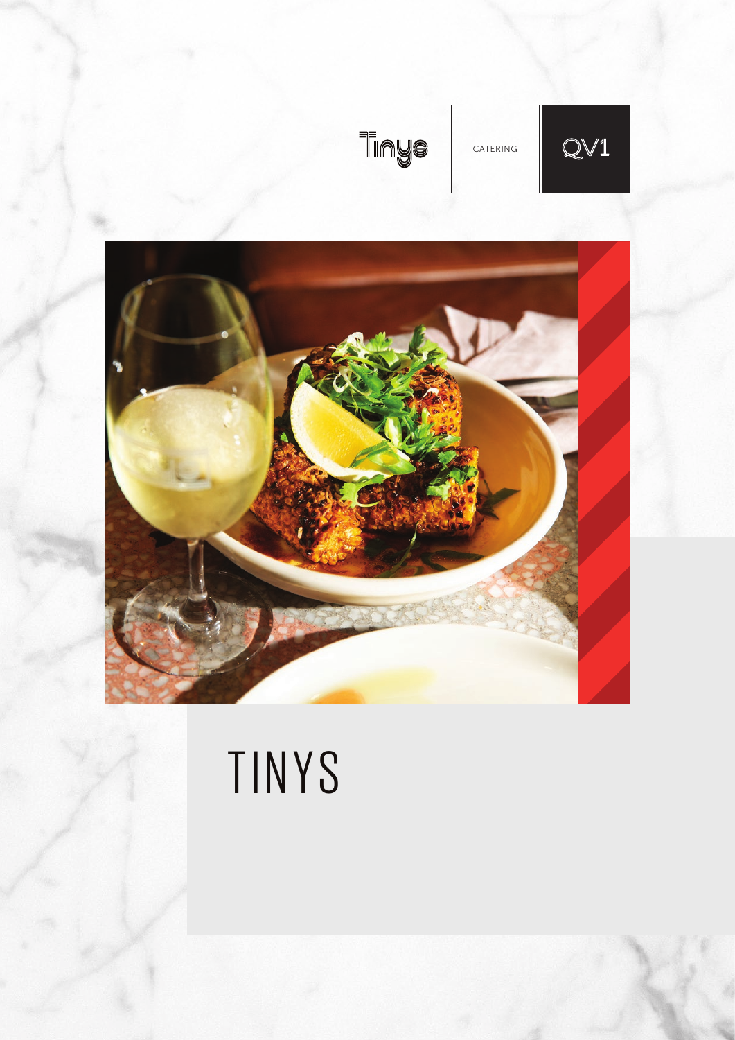Tinys | CATERING | QV1

# TINYS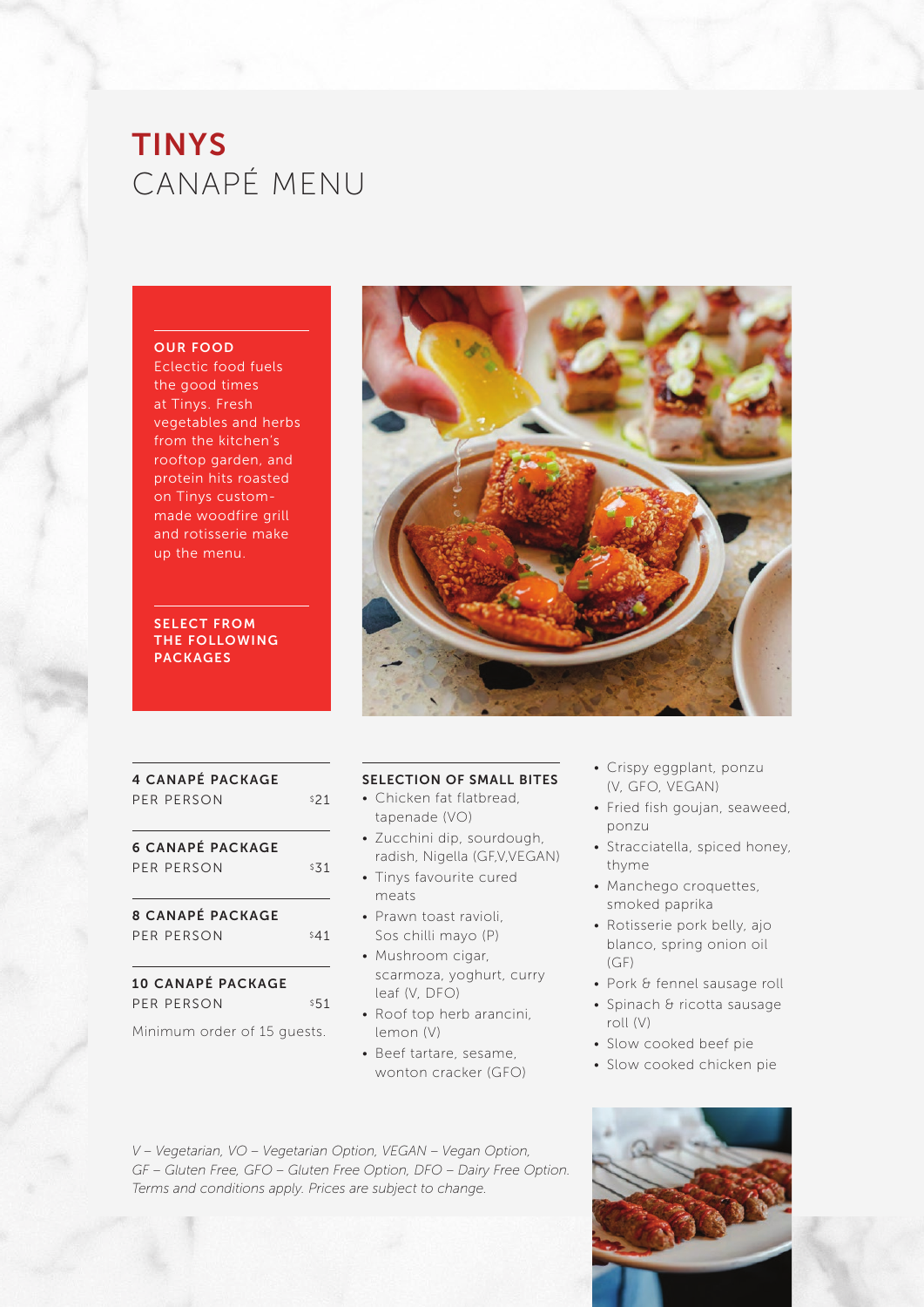# TINYS
## CANAPÉ MENU

### OUR FOOD

Eclectic food fuels the good times at Tinys. Fresh vegetables and herbs from the kitchen's rooftop garden, and protein hits roasted on Tinys custom-made woodfire grill and rotisserie make up the menu.

**SELECT FROM THE FOLLOWING PACKAGES**

| Package | Price |
|---|---|
| **4 CANAPÉ PACKAGE** PER PERSON | $21 |
| **6 CANAPÉ PACKAGE** PER PERSON | $31 |
| **8 CANAPÉ PACKAGE** PER PERSON | $41 |
| **10 CANAPÉ PACKAGE** PER PERSON | $51 |

Minimum order of 15 guests.

### SELECTION OF SMALL BITES

- Chicken fat flatbread, tapenade (VO)
- Zucchini dip, sourdough, radish, Nigella (GF,V,VEGAN)
- Tinys favourite cured meats
- Prawn toast ravioli, Sos chilli mayo (P)
- Mushroom cigar, scarmoza, yoghurt, curry leaf (V, DFO)
- Roof top herb arancini, lemon (V)
- Beef tartare, sesame, wonton cracker (GFO)
- Crispy eggplant, ponzu (V, GFO, VEGAN)
- Fried fish goujan, seaweed, ponzu
- Stracciatella, spiced honey, thyme
- Manchego croquettes, smoked paprika
- Rotisserie pork belly, ajo blanco, spring onion oil (GF)
- Pork & fennel sausage roll
- Spinach & ricotta sausage roll (V)
- Slow cooked beef pie
- Slow cooked chicken pie

*V – Vegetarian, VO – Vegetarian Option, VEGAN – Vegan Option, GF – Gluten Free, GFO – Gluten Free Option, DFO – Dairy Free Option. Terms and conditions apply. Prices are subject to change.*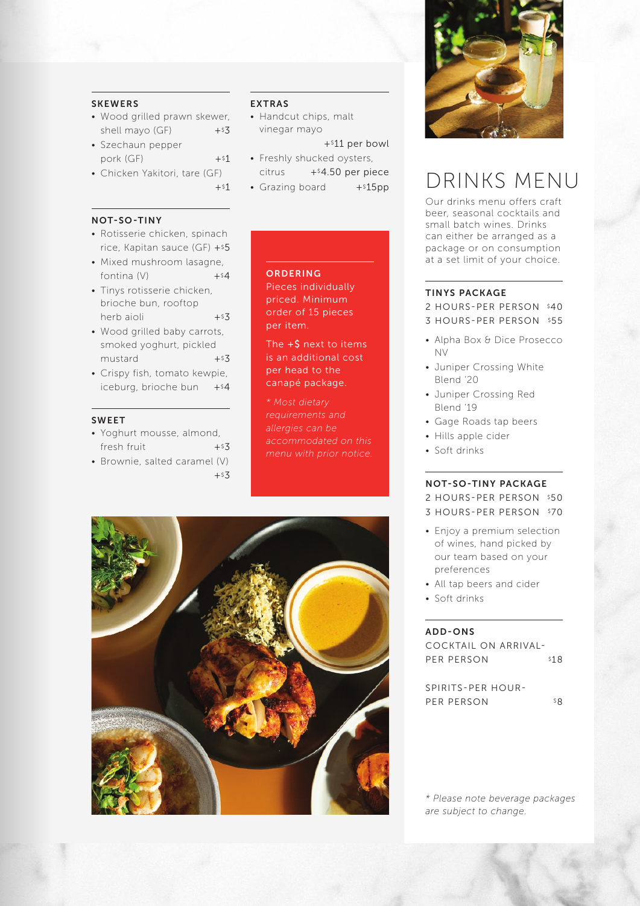## SKEWERS

- Wood grilled prawn skewer, shell mayo (GF) +$3
- Szechaun pepper pork (GF) +$1
- Chicken Yakitori, tare (GF) +$1

## NOT-SO-TINY

- Rotisserie chicken, spinach rice, Kapitan sauce (GF) +$5
- Mixed mushroom lasagne, fontina (V) +$4
- Tinys rotisserie chicken, brioche bun, rooftop herb aioli +$3
- Wood grilled baby carrots, smoked yoghurt, pickled mustard +$3
- Crispy fish, tomato kewpie, iceburg, brioche bun +$4

## SWEET

- Yoghurt mousse, almond, fresh fruit +$3
- Brownie, salted caramel (V) +$3

## EXTRAS

- Handcut chips, malt vinegar mayo +$11 per bowl
- Freshly shucked oysters, citrus +$4.50 per piece
- Grazing board +$15pp

## ORDERING

Pieces individually priced. Minimum order of 15 pieces per item.

The +$ next to items is an additional cost per head to the canapé package.

*\* Most dietary requirements and allergies can be accommodated on this menu with prior notice.*

# DRINKS MENU

Our drinks menu offers craft beer, seasonal cocktails and small batch wines. Drinks can either be arranged as a package or on consumption at a set limit of your choice.

## TINYS PACKAGE

2 HOURS-PER PERSON $40
3 HOURS-PER PERSON $55

- Alpha Box & Dice Prosecco NV
- Juniper Crossing White Blend '20
- Juniper Crossing Red Blend '19
- Gage Roads tap beers
- Hills apple cider
- Soft drinks

## NOT-SO-TINY PACKAGE

2 HOURS-PER PERSON $50
3 HOURS-PER PERSON $70

- Enjoy a premium selection of wines, hand picked by our team based on your preferences
- All tap beers and cider
- Soft drinks

## ADD-ONS

COCKTAIL ON ARRIVAL-PER PERSON $18

SPIRITS-PER HOUR-PER PERSON $8

*\* Please note beverage packages are subject to change.*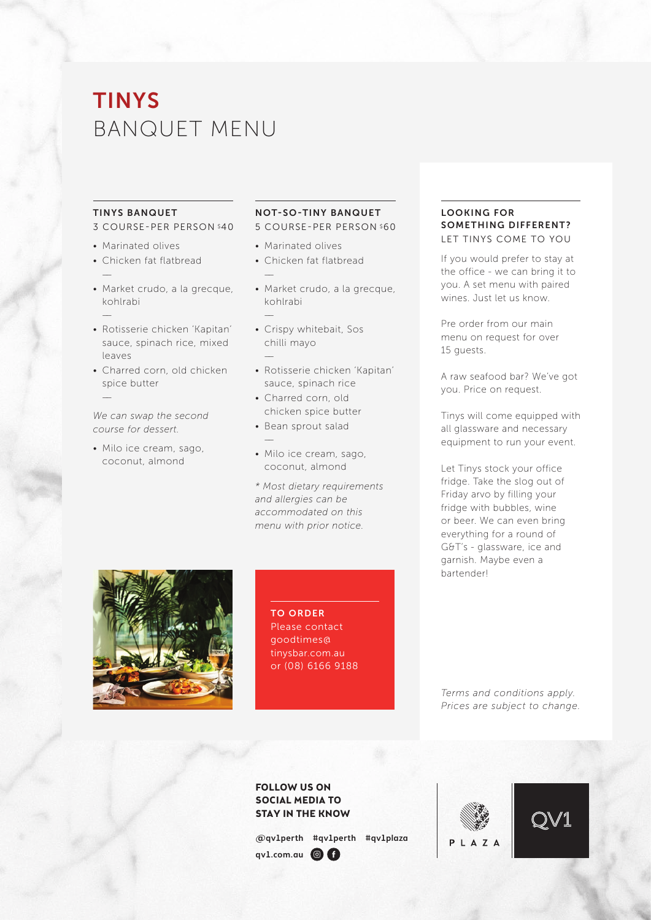# TINYS
## BANQUET MENU

### TINYS BANQUET
3 COURSE-PER PERSON $40

- Marinated olives
- Chicken fat flatbread

—

- Market crudo, a la grecque, kohlrabi

—

- Rotisserie chicken 'Kapitan' sauce, spinach rice, mixed leaves
- Charred corn, old chicken spice butter

—

*We can swap the second course for dessert.*

- Milo ice cream, sago, coconut, almond

### NOT-SO-TINY BANQUET
5 COURSE-PER PERSON $60

- Marinated olives
- Chicken fat flatbread

—

- Market crudo, a la grecque, kohlrabi

—

- Crispy whitebait, Sos chilli mayo

—

- Rotisserie chicken 'Kapitan' sauce, spinach rice
- Charred corn, old chicken spice butter
- Bean sprout salad

—

- Milo ice cream, sago, coconut, almond

*\* Most dietary requirements and allergies can be accommodated on this menu with prior notice.*

### TO ORDER
Please contact goodtimes@tinysbar.com.au or (08) 6166 9188

### LOOKING FOR SOMETHING DIFFERENT?
LET TINYS COME TO YOU

If you would prefer to stay at the office - we can bring it to you. A set menu with paired wines. Just let us know.

Pre order from our main menu on request for over 15 guests.

A raw seafood bar? We've got you. Price on request.

Tinys will come equipped with all glassware and necessary equipment to run your event.

Let Tinys stock your office fridge. Take the slog out of Friday arvo by filling your fridge with bubbles, wine or beer. We can even bring everything for a round of G&T's - glassware, ice and garnish. Maybe even a bartender!

*Terms and conditions apply. Prices are subject to change.*

**FOLLOW US ON SOCIAL MEDIA TO STAY IN THE KNOW**

**@qv1perth #qv1perth #qv1plaza**

**qv1.com.au**

PLAZA

QV1